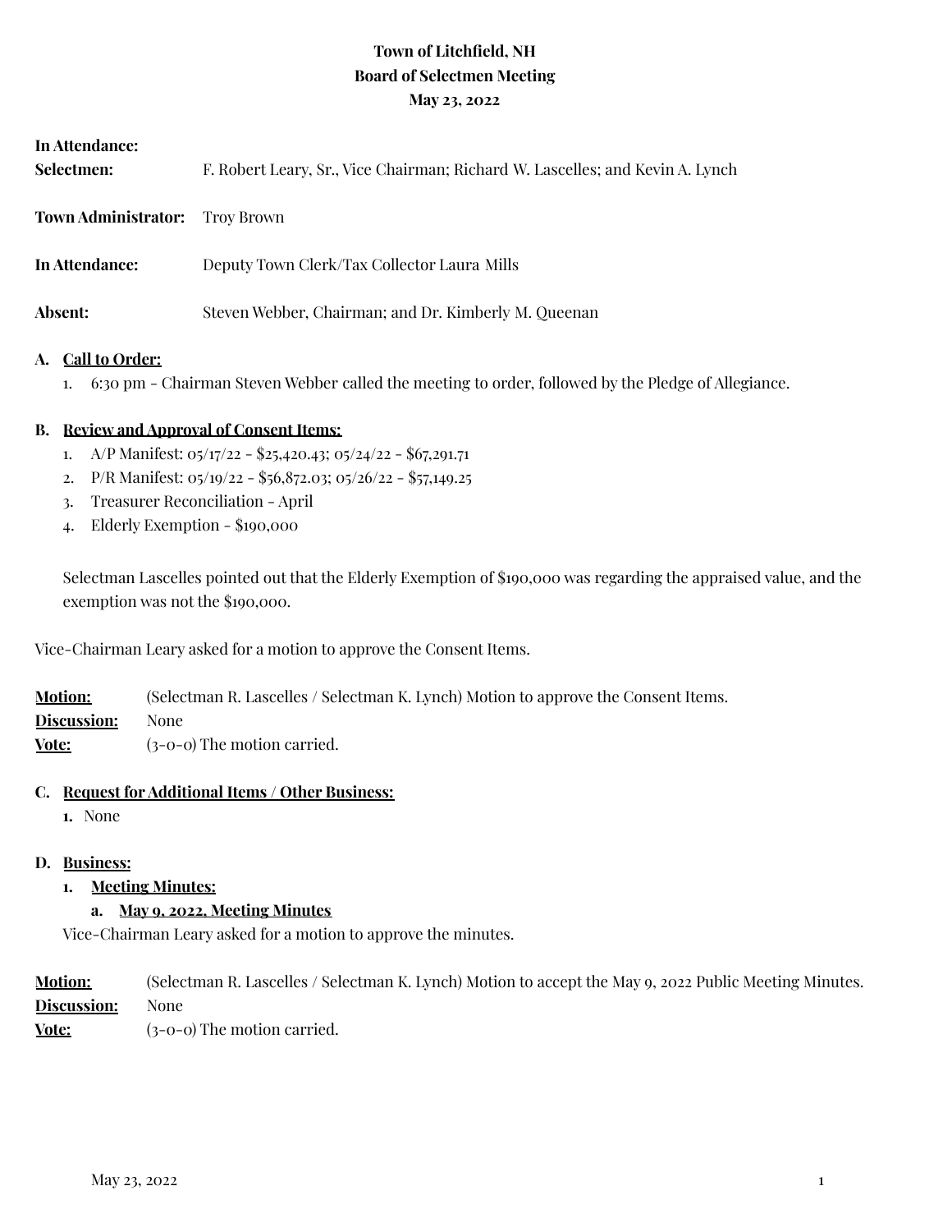**Town of Litchfield, NH**
**Board of Selectmen Meeting**
**May 23, 2022**

**In Attendance:**

| | |
|---|---|
| **Selectmen:** | F. Robert Leary, Sr., Vice Chairman; Richard W. Lascelles; and Kevin A. Lynch |
| **Town Administrator:** | Troy Brown |
| **In Attendance:** | Deputy Town Clerk/Tax Collector Laura Mills |
| **Absent:** | Steven Webber, Chairman; and Dr. Kimberly M. Queenan |

**A. Call to Order:**

1. 6:30 pm - Chairman Steven Webber called the meeting to order, followed by the Pledge of Allegiance.

**B. Review and Approval of Consent Items:**

1. A/P Manifest: 05/17/22 - $25,420.43; 05/24/22 - $67,291.71
2. P/R Manifest: 05/19/22 - $56,872.03; 05/26/22 - $57,149.25
3. Treasurer Reconciliation - April
4. Elderly Exemption - $190,000

Selectman Lascelles pointed out that the Elderly Exemption of $190,000 was regarding the appraised value, and the exemption was not the $190,000.

Vice-Chairman Leary asked for a motion to approve the Consent Items.

**Motion:** (Selectman R. Lascelles / Selectman K. Lynch) Motion to approve the Consent Items.
**Discussion:** None
**Vote:** (3-0-0) The motion carried.

**C. Request for Additional Items / Other Business:**

1. None

**D. Business:**

1. **Meeting Minutes:**
   a. **May 9, 2022, Meeting Minutes**

Vice-Chairman Leary asked for a motion to approve the minutes.

**Motion:** (Selectman R. Lascelles / Selectman K. Lynch) Motion to accept the May 9, 2022 Public Meeting Minutes.
**Discussion:** None
**Vote:** (3-0-0) The motion carried.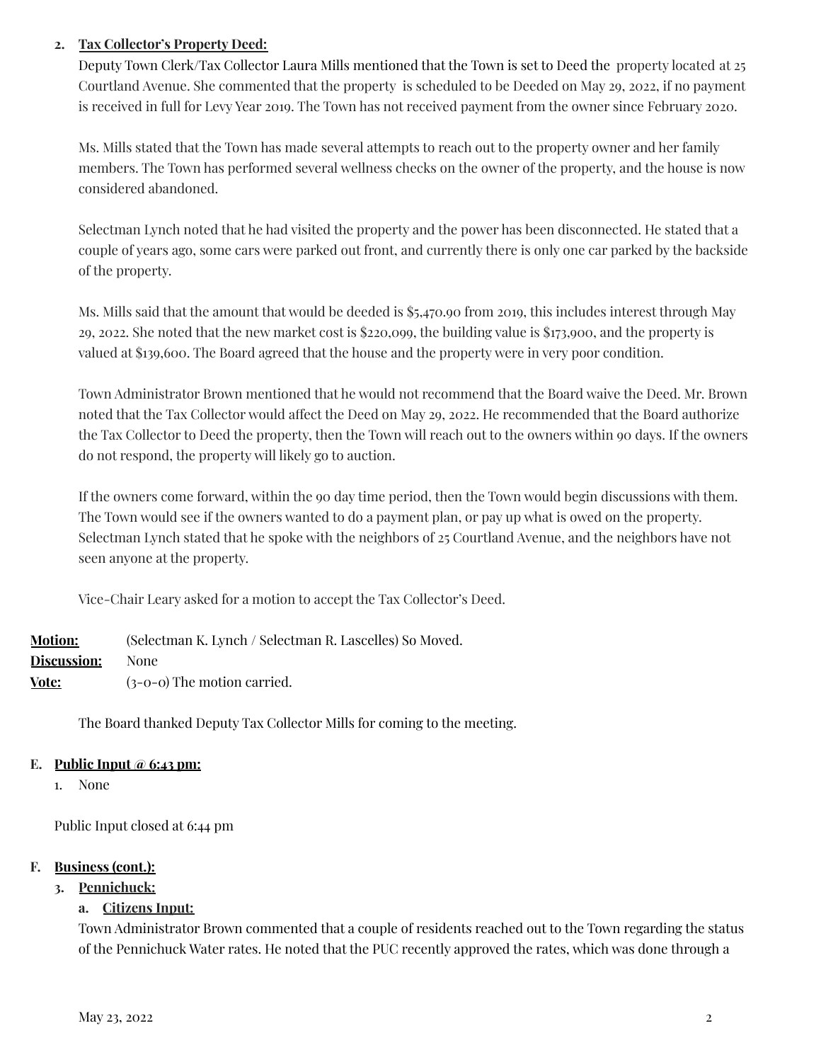2. **Tax Collector's Property Deed:**

Deputy Town Clerk/Tax Collector Laura Mills mentioned that the Town is set to Deed the property located at 25 Courtland Avenue. She commented that the property is scheduled to be Deeded on May 29, 2022, if no payment is received in full for Levy Year 2019. The Town has not received payment from the owner since February 2020.

Ms. Mills stated that the Town has made several attempts to reach out to the property owner and her family members. The Town has performed several wellness checks on the owner of the property, and the house is now considered abandoned.

Selectman Lynch noted that he had visited the property and the power has been disconnected. He stated that a couple of years ago, some cars were parked out front, and currently there is only one car parked by the backside of the property.

Ms. Mills said that the amount that would be deeded is $5,470.90 from 2019, this includes interest through May 29, 2022. She noted that the new market cost is $220,099, the building value is $173,900, and the property is valued at $139,600. The Board agreed that the house and the property were in very poor condition.

Town Administrator Brown mentioned that he would not recommend that the Board waive the Deed. Mr. Brown noted that the Tax Collector would affect the Deed on May 29, 2022. He recommended that the Board authorize the Tax Collector to Deed the property, then the Town will reach out to the owners within 90 days. If the owners do not respond, the property will likely go to auction.

If the owners come forward, within the 90 day time period, then the Town would begin discussions with them. The Town would see if the owners wanted to do a payment plan, or pay up what is owed on the property. Selectman Lynch stated that he spoke with the neighbors of 25 Courtland Avenue, and the neighbors have not seen anyone at the property.

Vice-Chair Leary asked for a motion to accept the Tax Collector's Deed.

**Motion:** (Selectman K. Lynch / Selectman R. Lascelles) So Moved.
**Discussion:** None
**Vote:** (3-0-0) The motion carried.

The Board thanked Deputy Tax Collector Mills for coming to the meeting.

**E. Public Input @ 6:43 pm:**

1. None

Public Input closed at 6:44 pm

**F. Business (cont.):**

3. **Pennichuck:**

   a. **Citizens Input:**

Town Administrator Brown commented that a couple of residents reached out to the Town regarding the status of the Pennichuck Water rates. He noted that the PUC recently approved the rates, which was done through a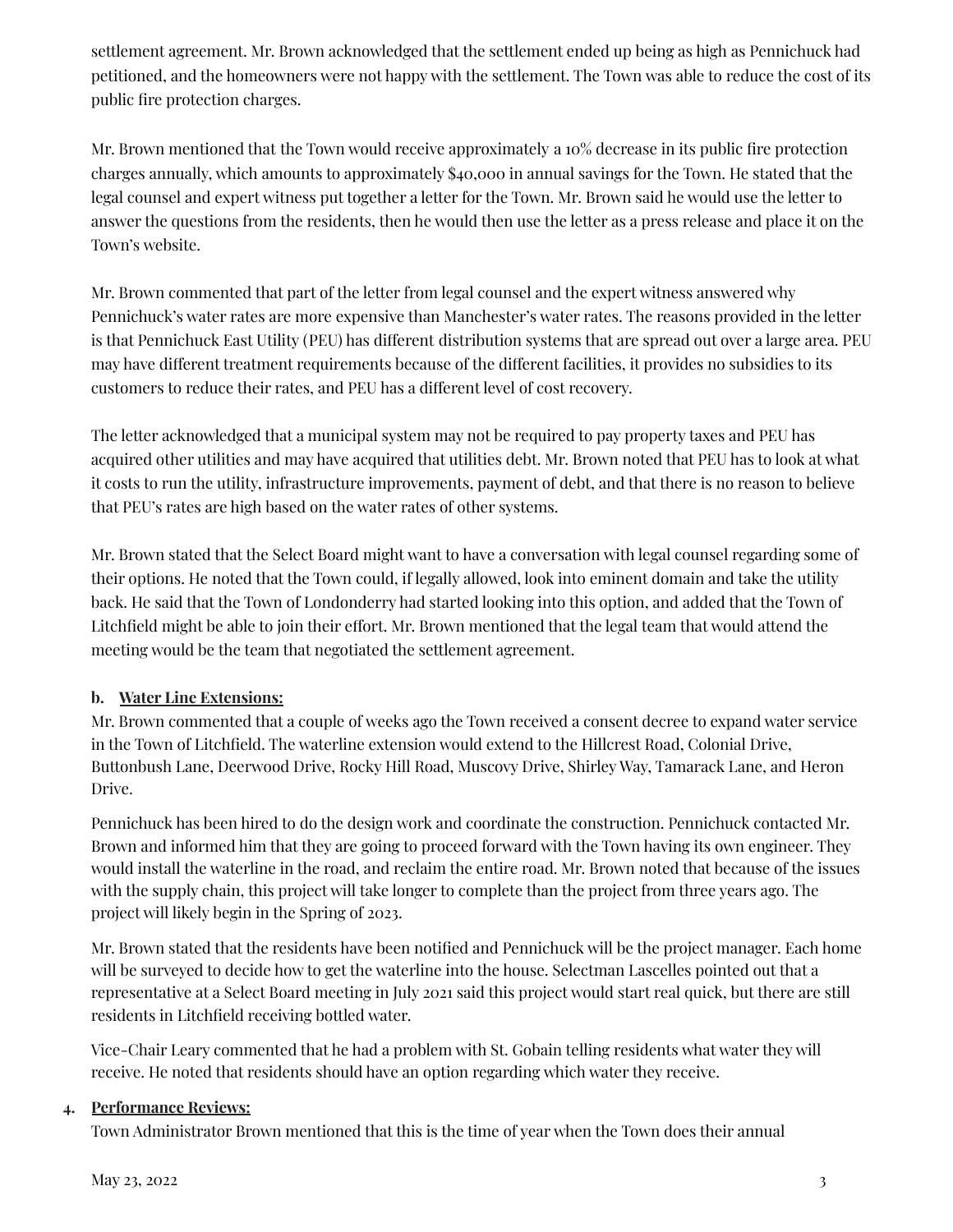settlement agreement. Mr. Brown acknowledged that the settlement ended up being as high as Pennichuck had petitioned, and the homeowners were not happy with the settlement. The Town was able to reduce the cost of its public fire protection charges.

Mr. Brown mentioned that the Town would receive approximately a 10% decrease in its public fire protection charges annually, which amounts to approximately $40,000 in annual savings for the Town. He stated that the legal counsel and expert witness put together a letter for the Town. Mr. Brown said he would use the letter to answer the questions from the residents, then he would then use the letter as a press release and place it on the Town's website.

Mr. Brown commented that part of the letter from legal counsel and the expert witness answered why Pennichuck's water rates are more expensive than Manchester's water rates. The reasons provided in the letter is that Pennichuck East Utility (PEU) has different distribution systems that are spread out over a large area. PEU may have different treatment requirements because of the different facilities, it provides no subsidies to its customers to reduce their rates, and PEU has a different level of cost recovery.

The letter acknowledged that a municipal system may not be required to pay property taxes and PEU has acquired other utilities and may have acquired that utilities debt. Mr. Brown noted that PEU has to look at what it costs to run the utility, infrastructure improvements, payment of debt, and that there is no reason to believe that PEU's rates are high based on the water rates of other systems.

Mr. Brown stated that the Select Board might want to have a conversation with legal counsel regarding some of their options. He noted that the Town could, if legally allowed, look into eminent domain and take the utility back. He said that the Town of Londonderry had started looking into this option, and added that the Town of Litchfield might be able to join their effort. Mr. Brown mentioned that the legal team that would attend the meeting would be the team that negotiated the settlement agreement.

**b. <u>Water Line Extensions:</u>**

Mr. Brown commented that a couple of weeks ago the Town received a consent decree to expand water service in the Town of Litchfield. The waterline extension would extend to the Hillcrest Road, Colonial Drive, Buttonbush Lane, Deerwood Drive, Rocky Hill Road, Muscovy Drive, Shirley Way, Tamarack Lane, and Heron Drive.

Pennichuck has been hired to do the design work and coordinate the construction. Pennichuck contacted Mr. Brown and informed him that they are going to proceed forward with the Town having its own engineer. They would install the waterline in the road, and reclaim the entire road. Mr. Brown noted that because of the issues with the supply chain, this project will take longer to complete than the project from three years ago. The project will likely begin in the Spring of 2023.

Mr. Brown stated that the residents have been notified and Pennichuck will be the project manager. Each home will be surveyed to decide how to get the waterline into the house. Selectman Lascelles pointed out that a representative at a Select Board meeting in July 2021 said this project would start real quick, but there are still residents in Litchfield receiving bottled water.

Vice-Chair Leary commented that he had a problem with St. Gobain telling residents what water they will receive. He noted that residents should have an option regarding which water they receive.

**4. <u>Performance Reviews:</u>**

Town Administrator Brown mentioned that this is the time of year when the Town does their annual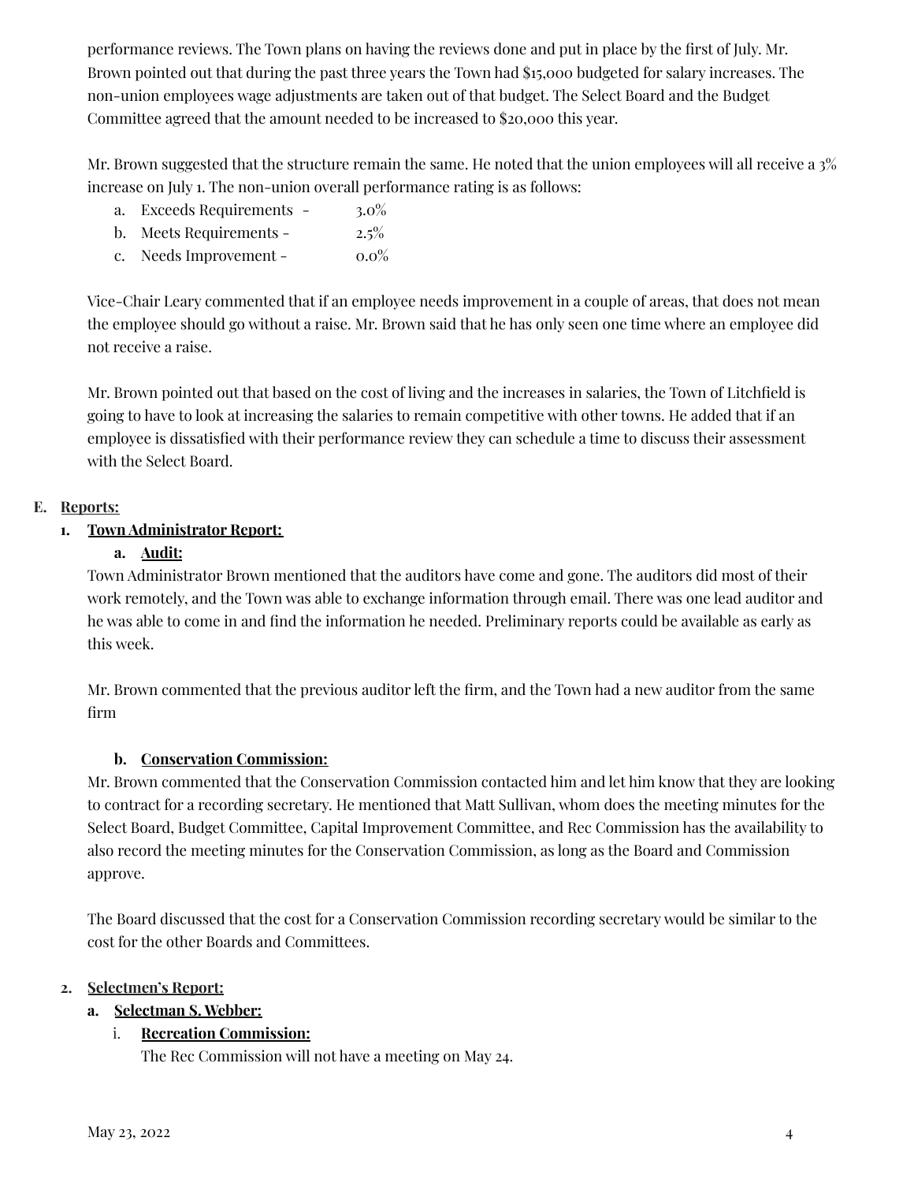performance reviews. The Town plans on having the reviews done and put in place by the first of July. Mr. Brown pointed out that during the past three years the Town had $15,000 budgeted for salary increases. The non-union employees wage adjustments are taken out of that budget. The Select Board and the Budget Committee agreed that the amount needed to be increased to $20,000 this year.

Mr. Brown suggested that the structure remain the same. He noted that the union employees will all receive a 3% increase on July 1. The non-union overall performance rating is as follows:

a. Exceeds Requirements - 3.0%
b. Meets Requirements - 2.5%
c. Needs Improvement - 0.0%

Vice-Chair Leary commented that if an employee needs improvement in a couple of areas, that does not mean the employee should go without a raise. Mr. Brown said that he has only seen one time where an employee did not receive a raise.

Mr. Brown pointed out that based on the cost of living and the increases in salaries, the Town of Litchfield is going to have to look at increasing the salaries to remain competitive with other towns. He added that if an employee is dissatisfied with their performance review they can schedule a time to discuss their assessment with the Select Board.

## E. Reports:

### 1. Town Administrator Report:

#### a. Audit:

Town Administrator Brown mentioned that the auditors have come and gone. The auditors did most of their work remotely, and the Town was able to exchange information through email. There was one lead auditor and he was able to come in and find the information he needed. Preliminary reports could be available as early as this week.

Mr. Brown commented that the previous auditor left the firm, and the Town had a new auditor from the same firm

#### b. Conservation Commission:

Mr. Brown commented that the Conservation Commission contacted him and let him know that they are looking to contract for a recording secretary. He mentioned that Matt Sullivan, whom does the meeting minutes for the Select Board, Budget Committee, Capital Improvement Committee, and Rec Commission has the availability to also record the meeting minutes for the Conservation Commission, as long as the Board and Commission approve.

The Board discussed that the cost for a Conservation Commission recording secretary would be similar to the cost for the other Boards and Committees.

### 2. Selectmen's Report:

#### a. Selectman S. Webber:

##### i. Recreation Commission:

The Rec Commission will not have a meeting on May 24.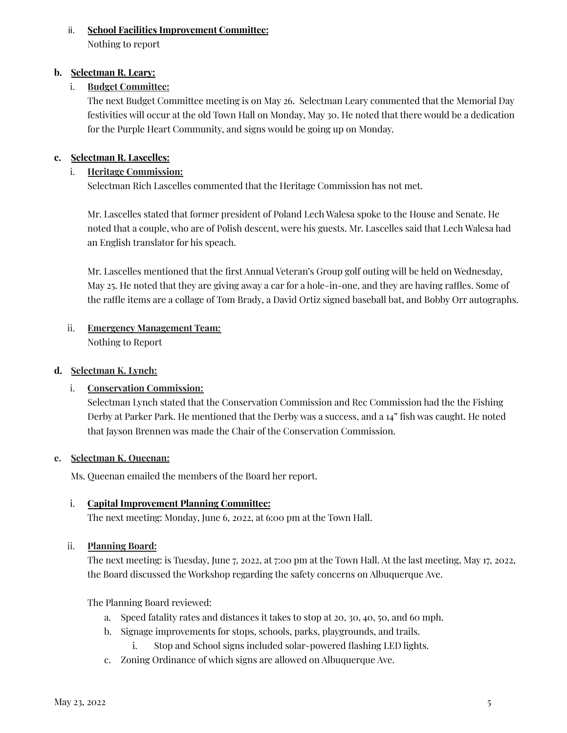ii. **School Facilities Improvement Committee:**
Nothing to report

**b. Selectman R. Leary:**

i. **Budget Committee:**
The next Budget Committee meeting is on May 26. Selectman Leary commented that the Memorial Day festivities will occur at the old Town Hall on Monday, May 30. He noted that there would be a dedication for the Purple Heart Community, and signs would be going up on Monday.

**c. Selectman R. Lascelles:**

i. **Heritage Commission:**
Selectman Rich Lascelles commented that the Heritage Commission has not met.

Mr. Lascelles stated that former president of Poland Lech Walesa spoke to the House and Senate. He noted that a couple, who are of Polish descent, were his guests. Mr. Lascelles said that Lech Walesa had an English translator for his speach.

Mr. Lascelles mentioned that the first Annual Veteran's Group golf outing will be held on Wednesday, May 25. He noted that they are giving away a car for a hole-in-one, and they are having raffles. Some of the raffle items are a collage of Tom Brady, a David Ortiz signed baseball bat, and Bobby Orr autographs.

ii. **Emergency Management Team:**
Nothing to Report

**d. Selectman K. Lynch:**

i. **Conservation Commission:**
Selectman Lynch stated that the Conservation Commission and Rec Commission had the the Fishing Derby at Parker Park. He mentioned that the Derby was a success, and a 14" fish was caught. He noted that Jayson Brennen was made the Chair of the Conservation Commission.

**e. Selectman K. Queenan:**

Ms. Queenan emailed the members of the Board her report.

i. **Capital Improvement Planning Committee:**
The next meeting: Monday, June 6, 2022, at 6:00 pm at the Town Hall.

ii. **Planning Board:**
The next meeting: is Tuesday, June 7, 2022, at 7:00 pm at the Town Hall. At the last meeting, May 17, 2022, the Board discussed the Workshop regarding the safety concerns on Albuquerque Ave.

The Planning Board reviewed:

a. Speed fatality rates and distances it takes to stop at 20, 30, 40, 50, and 60 mph.
b. Signage improvements for stops, schools, parks, playgrounds, and trails.
    i. Stop and School signs included solar-powered flashing LED lights.
c. Zoning Ordinance of which signs are allowed on Albuquerque Ave.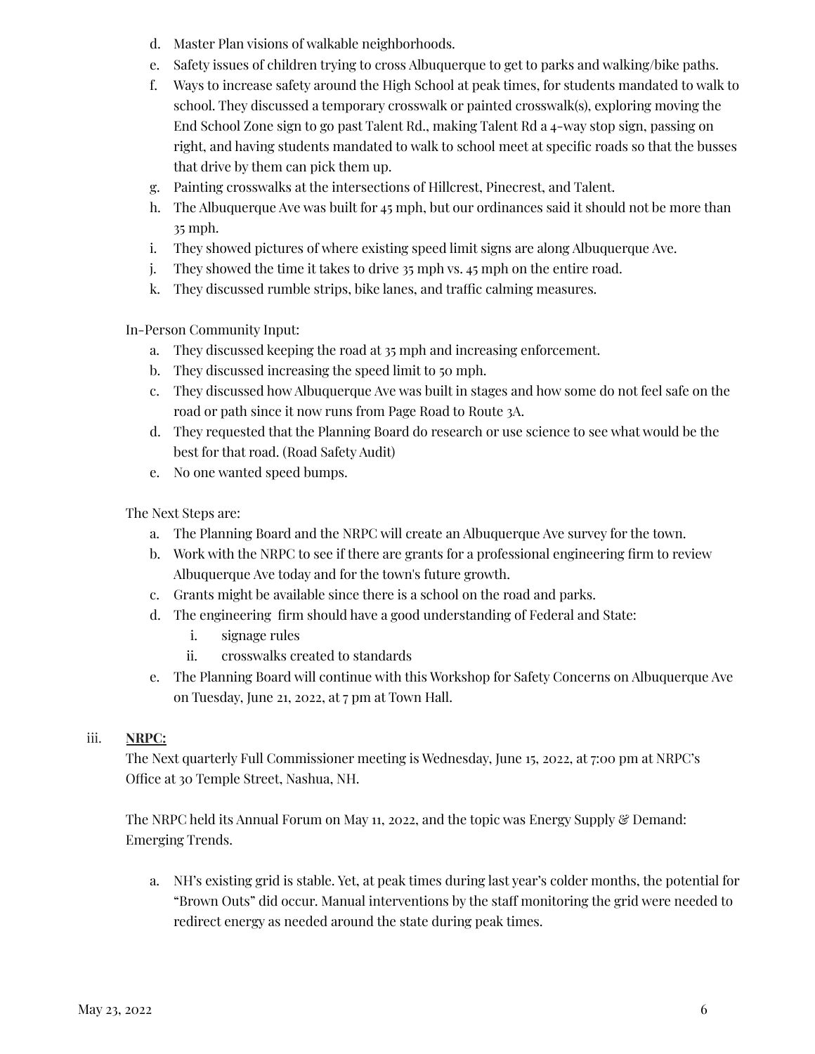d. Master Plan visions of walkable neighborhoods.
e. Safety issues of children trying to cross Albuquerque to get to parks and walking/bike paths.
f. Ways to increase safety around the High School at peak times, for students mandated to walk to school. They discussed a temporary crosswalk or painted crosswalk(s), exploring moving the End School Zone sign to go past Talent Rd., making Talent Rd a 4-way stop sign, passing on right, and having students mandated to walk to school meet at specific roads so that the busses that drive by them can pick them up.
g. Painting crosswalks at the intersections of Hillcrest, Pinecrest, and Talent.
h. The Albuquerque Ave was built for 45 mph, but our ordinances said it should not be more than 35 mph.
i. They showed pictures of where existing speed limit signs are along Albuquerque Ave.
j. They showed the time it takes to drive 35 mph vs. 45 mph on the entire road.
k. They discussed rumble strips, bike lanes, and traffic calming measures.

In-Person Community Input:

a. They discussed keeping the road at 35 mph and increasing enforcement.
b. They discussed increasing the speed limit to 50 mph.
c. They discussed how Albuquerque Ave was built in stages and how some do not feel safe on the road or path since it now runs from Page Road to Route 3A.
d. They requested that the Planning Board do research or use science to see what would be the best for that road. (Road Safety Audit)
e. No one wanted speed bumps.

The Next Steps are:

a. The Planning Board and the NRPC will create an Albuquerque Ave survey for the town.
b. Work with the NRPC to see if there are grants for a professional engineering firm to review Albuquerque Ave today and for the town's future growth.
c. Grants might be available since there is a school on the road and parks.
d. The engineering firm should have a good understanding of Federal and State:
   i. signage rules
   ii. crosswalks created to standards
e. The Planning Board will continue with this Workshop for Safety Concerns on Albuquerque Ave on Tuesday, June 21, 2022, at 7 pm at Town Hall.

iii. **NRPC:**

The Next quarterly Full Commissioner meeting is Wednesday, June 15, 2022, at 7:00 pm at NRPC's Office at 30 Temple Street, Nashua, NH.

The NRPC held its Annual Forum on May 11, 2022, and the topic was Energy Supply & Demand: Emerging Trends.

a. NH's existing grid is stable. Yet, at peak times during last year's colder months, the potential for "Brown Outs" did occur. Manual interventions by the staff monitoring the grid were needed to redirect energy as needed around the state during peak times.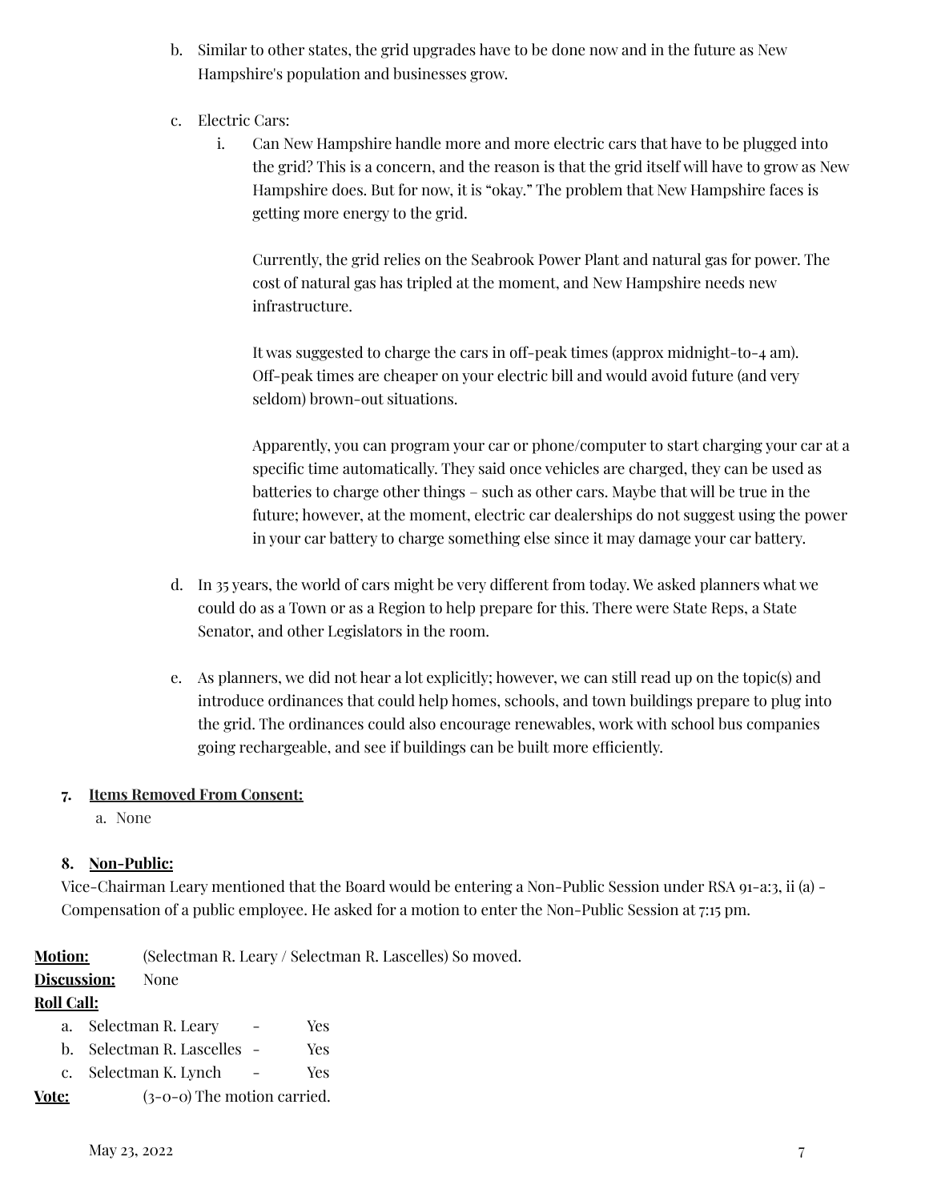b. Similar to other states, the grid upgrades have to be done now and in the future as New Hampshire's population and businesses grow.

c. Electric Cars:

   i. Can New Hampshire handle more and more electric cars that have to be plugged into the grid? This is a concern, and the reason is that the grid itself will have to grow as New Hampshire does. But for now, it is "okay." The problem that New Hampshire faces is getting more energy to the grid.

   Currently, the grid relies on the Seabrook Power Plant and natural gas for power. The cost of natural gas has tripled at the moment, and New Hampshire needs new infrastructure.

   It was suggested to charge the cars in off-peak times (approx midnight-to-4 am). Off-peak times are cheaper on your electric bill and would avoid future (and very seldom) brown-out situations.

   Apparently, you can program your car or phone/computer to start charging your car at a specific time automatically. They said once vehicles are charged, they can be used as batteries to charge other things – such as other cars. Maybe that will be true in the future; however, at the moment, electric car dealerships do not suggest using the power in your car battery to charge something else since it may damage your car battery.

d. In 35 years, the world of cars might be very different from today. We asked planners what we could do as a Town or as a Region to help prepare for this. There were State Reps, a State Senator, and other Legislators in the room.

e. As planners, we did not hear a lot explicitly; however, we can still read up on the topic(s) and introduce ordinances that could help homes, schools, and town buildings prepare to plug into the grid. The ordinances could also encourage renewables, work with school bus companies going rechargeable, and see if buildings can be built more efficiently.

**7. Items Removed From Consent:**

a. None

**8. Non-Public:**

Vice-Chairman Leary mentioned that the Board would be entering a Non-Public Session under RSA 91-a:3, ii (a) - Compensation of a public employee. He asked for a motion to enter the Non-Public Session at 7:15 pm.

**Motion:** (Selectman R. Leary / Selectman R. Lascelles) So moved.

**Discussion:** None

**Roll Call:**

a. Selectman R. Leary - Yes
b. Selectman R. Lascelles - Yes
c. Selectman K. Lynch - Yes

**Vote:** (3-0-0) The motion carried.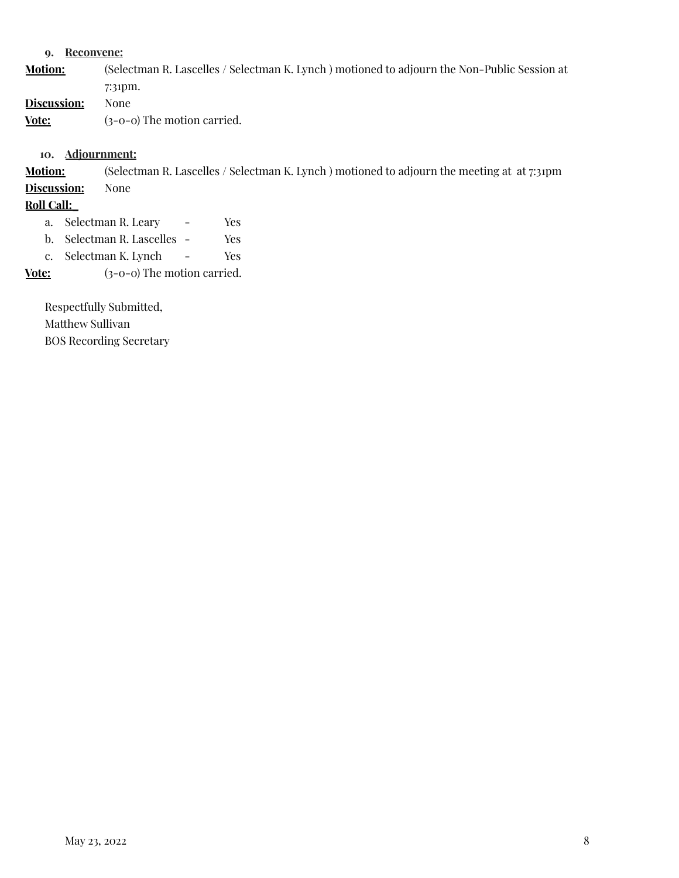9. **Reconvene:**

**Motion:** (Selectman R. Lascelles / Selectman K. Lynch ) motioned to adjourn the Non-Public Session at 7:31pm.

**Discussion:** None

**Vote:** (3-0-0) The motion carried.

10. **Adjournment:**

**Motion:** (Selectman R. Lascelles / Selectman K. Lynch ) motioned to adjourn the meeting at at 7:31pm

**Discussion:** None

**Roll Call:**

a. Selectman R. Leary - Yes
b. Selectman R. Lascelles - Yes
c. Selectman K. Lynch - Yes

**Vote:** (3-0-0) The motion carried.

Respectfully Submitted,
Matthew Sullivan
BOS Recording Secretary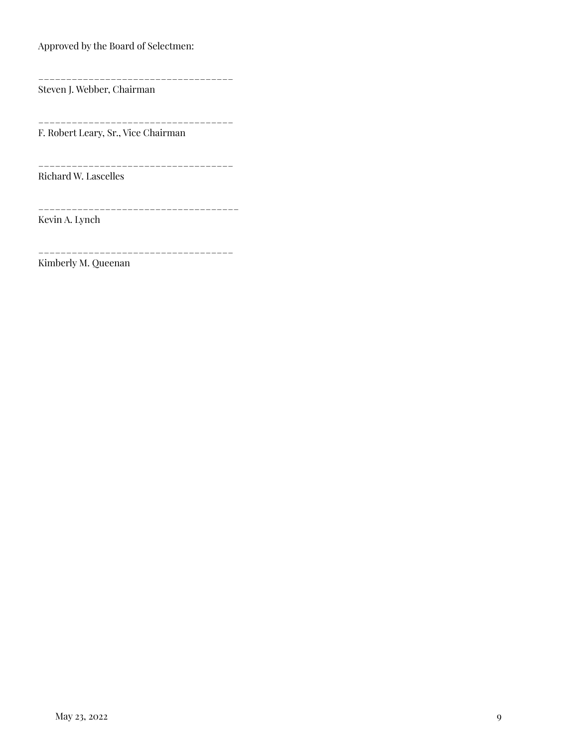Approved by the Board of Selectmen:

___________________________________
Steven J. Webber, Chairman

___________________________________
F. Robert Leary, Sr., Vice Chairman

___________________________________
Richard W. Lascelles

____________________________________
Kevin A. Lynch

___________________________________
Kimberly M. Queenan